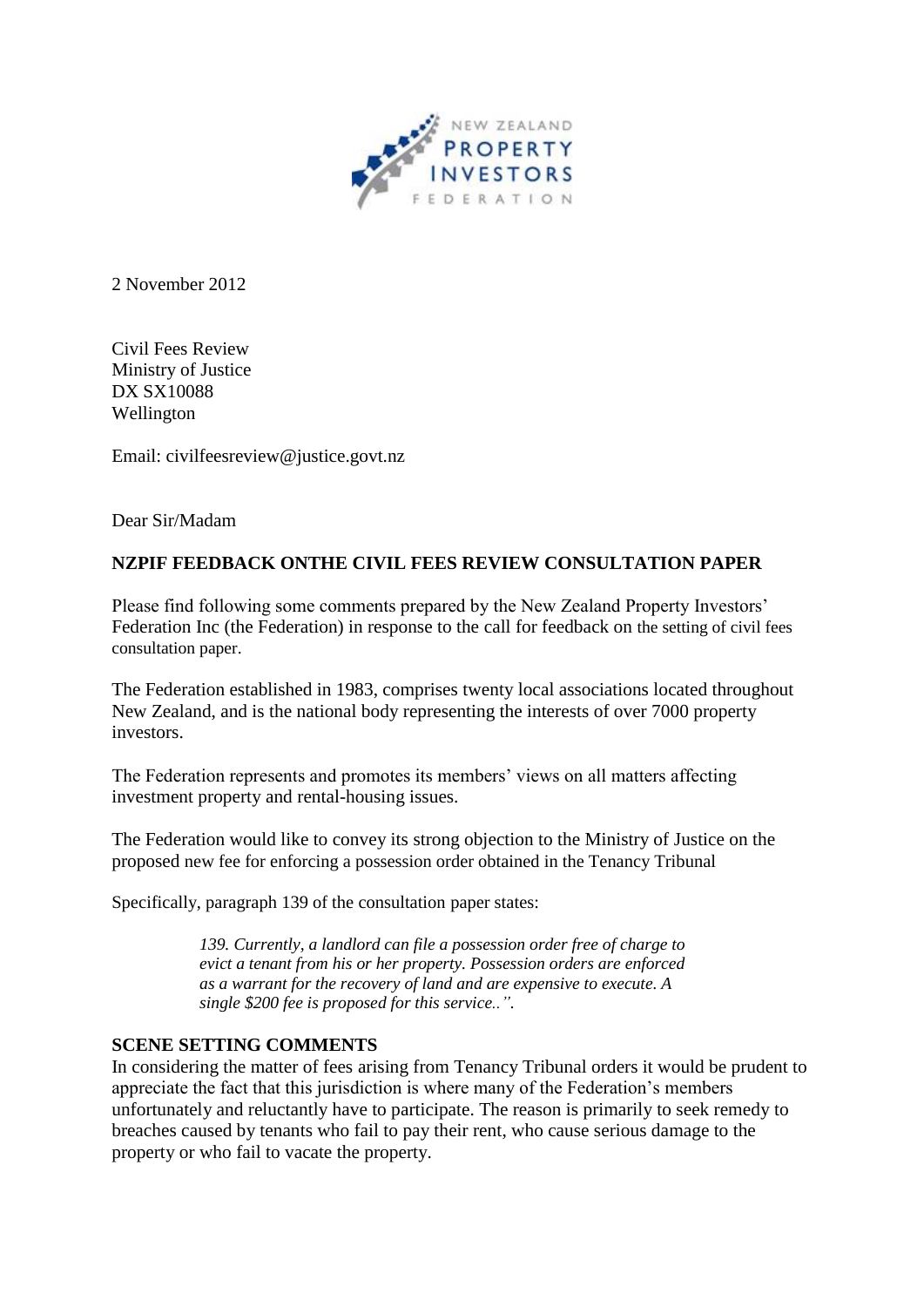2 November 2012

Civil Fees Review  
Ministry of Justice  
DX SX10088  
Wellington

Email: civilfeesreview@justice.govt.nz

Dear Sir/Madam

**NZPIF FEEDBACK ONTHE CIVIL FEES REVIEW CONSULTATION PAPER**

Please find following some comments prepared by the New Zealand Property Investors' Federation Inc (the Federation) in response to the call for feedback on the setting of civil fees consultation paper.

The Federation established in 1983, comprises twenty local associations located throughout New Zealand, and is the national body representing the interests of over 7000 property investors.

The Federation represents and promotes its members' views on all matters affecting investment property and rental-housing issues.

The Federation would like to convey its strong objection to the Ministry of Justice on the proposed new fee for enforcing a possession order obtained in the Tenancy Tribunal

Specifically, paragraph 139 of the consultation paper states:

> *139. Currently, a landlord can file a possession order free of charge to evict a tenant from his or her property. Possession orders are enforced as a warrant for the recovery of land and are expensive to execute. A single $200 fee is proposed for this service..".*

**SCENE SETTING COMMENTS**

In considering the matter of fees arising from Tenancy Tribunal orders it would be prudent to appreciate the fact that this jurisdiction is where many of the Federation's members unfortunately and reluctantly have to participate. The reason is primarily to seek remedy to breaches caused by tenants who fail to pay their rent, who cause serious damage to the property or who fail to vacate the property.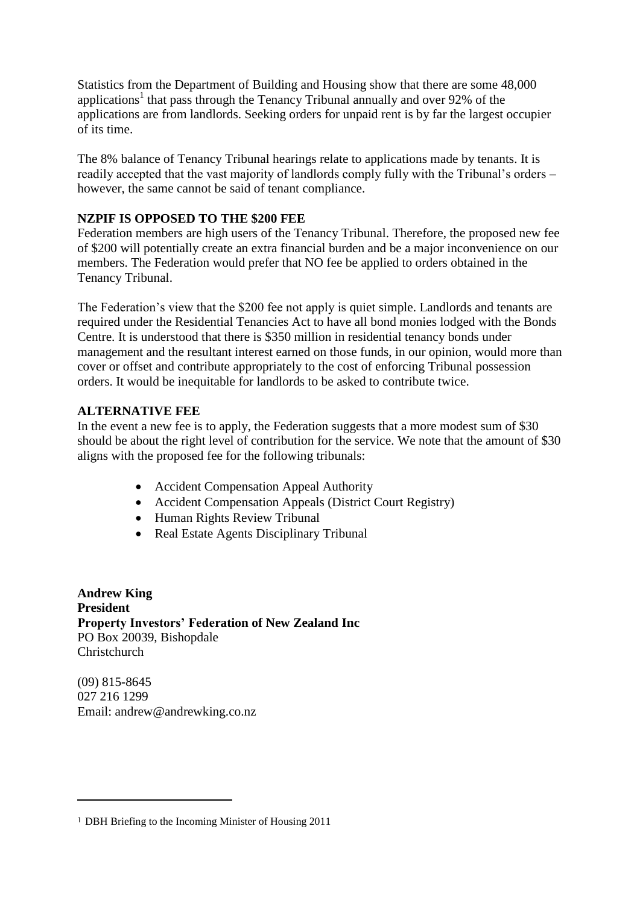Statistics from the Department of Building and Housing show that there are some 48,000 applications[1] that pass through the Tenancy Tribunal annually and over 92% of the applications are from landlords. Seeking orders for unpaid rent is by far the largest occupier of its time.

The 8% balance of Tenancy Tribunal hearings relate to applications made by tenants. It is readily accepted that the vast majority of landlords comply fully with the Tribunal's orders – however, the same cannot be said of tenant compliance.

**NZPIF IS OPPOSED TO THE $200 FEE**

Federation members are high users of the Tenancy Tribunal. Therefore, the proposed new fee of $200 will potentially create an extra financial burden and be a major inconvenience on our members. The Federation would prefer that NO fee be applied to orders obtained in the Tenancy Tribunal.

The Federation's view that the $200 fee not apply is quiet simple. Landlords and tenants are required under the Residential Tenancies Act to have all bond monies lodged with the Bonds Centre. It is understood that there is $350 million in residential tenancy bonds under management and the resultant interest earned on those funds, in our opinion, would more than cover or offset and contribute appropriately to the cost of enforcing Tribunal possession orders. It would be inequitable for landlords to be asked to contribute twice.

**ALTERNATIVE FEE**

In the event a new fee is to apply, the Federation suggests that a more modest sum of $30 should be about the right level of contribution for the service. We note that the amount of $30 aligns with the proposed fee for the following tribunals:

- Accident Compensation Appeal Authority
- Accident Compensation Appeals (District Court Registry)
- Human Rights Review Tribunal
- Real Estate Agents Disciplinary Tribunal

**Andrew King**
**President**
**Property Investors' Federation of New Zealand Inc**
PO Box 20039, Bishopdale
Christchurch

(09) 815-8645
027 216 1299
Email: andrew@andrewking.co.nz

[1] DBH Briefing to the Incoming Minister of Housing 2011